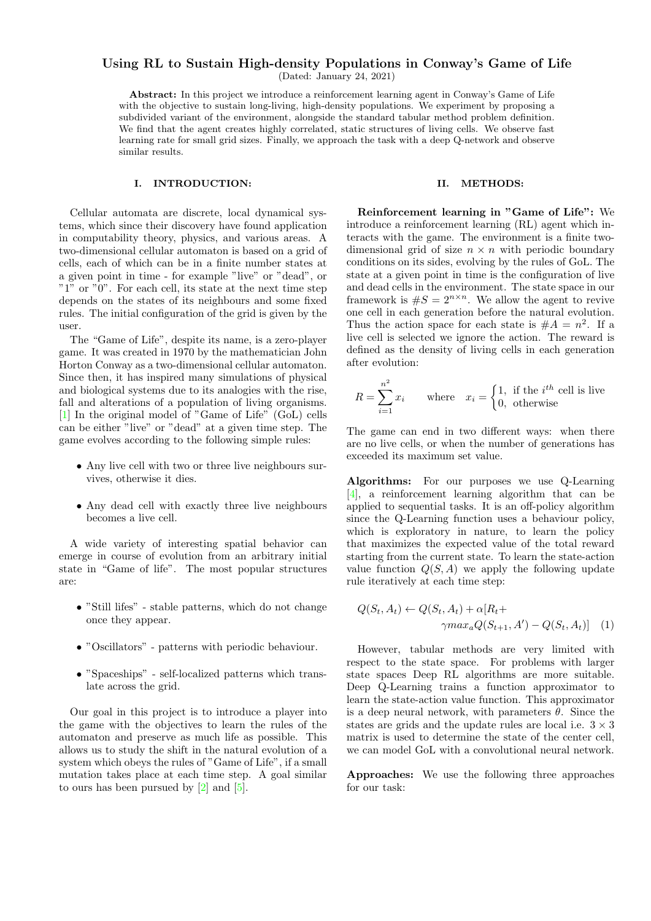# Using RL to Sustain High-density Populations in Conway's Game of Life

(Dated: January 24, 2021)

**Abstract:** In this project we introduce a reinforcement learning agent in Conway's Game of Life with the objective to sustain long-living, high-density populations. We experiment by proposing a subdivided variant of the environment, alongside the standard tabular method problem definition. We find that the agent creates highly correlated, static structures of living cells. We observe fast learning rate for small grid sizes. Finally, we approach the task with a deep Q-network and observe similar results.

## I. INTRODUCTION:

Cellular automata are discrete, local dynamical systems, which since their discovery have found application in computability theory, physics, and various areas. A two-dimensional cellular automaton is based on a grid of cells, each of which can be in a finite number states at a given point in time - for example "live" or "dead", or "1" or "0". For each cell, its state at the next time step depends on the states of its neighbours and some fixed rules. The initial configuration of the grid is given by the user.

The "Game of Life", despite its name, is a zero-player game. It was created in 1970 by the mathematician John Horton Conway as a two-dimensional cellular automaton. Since then, it has inspired many simulations of physical and biological systems due to its analogies with the rise, fall and alterations of a population of living organisms. [1] In the original model of "Game of Life" (GoL) cells can be either "live" or "dead" at a given time step. The game evolves according to the following simple rules:

- Any live cell with two or three live neighbours survives, otherwise it dies.
- Any dead cell with exactly three live neighbours becomes a live cell.

A wide variety of interesting spatial behavior can emerge in course of evolution from an arbitrary initial state in "Game of life". The most popular structures are:

- "Still lifes" - stable patterns, which do not change once they appear.
- "Oscillators" - patterns with periodic behaviour.
- "Spaceships" - self-localized patterns which translate across the grid.

Our goal in this project is to introduce a player into the game with the objectives to learn the rules of the automaton and preserve as much life as possible. This allows us to study the shift in the natural evolution of a system which obeys the rules of "Game of Life", if a small mutation takes place at each time step. A goal similar to ours has been pursued by [2] and [5].

## II. METHODS:

**Reinforcement learning in "Game of Life":** We introduce a reinforcement learning (RL) agent which interacts with the game. The environment is a finite two-dimensional grid of size $n \times n$ with periodic boundary conditions on its sides, evolving by the rules of GoL. The state at a given point in time is the configuration of live and dead cells in the environment. The state space in our framework is $\#S = 2^{n\times n}$. We allow the agent to revive one cell in each generation before the natural evolution. Thus the action space for each state is $\#A = n^2$. If a live cell is selected we ignore the action. The reward is defined as the density of living cells in each generation after evolution:

$$R = \sum_{i=1}^{n^2} x_i \qquad \text{where} \quad x_i = \begin{cases} 1, & \text{if the } i^{th} \text{ cell is live} \\ 0, & \text{otherwise} \end{cases}$$

The game can end in two different ways: when there are no live cells, or when the number of generations has exceeded its maximum set value.

**Algorithms:** For our purposes we use Q-Learning [4], a reinforcement learning algorithm that can be applied to sequential tasks. It is an off-policy algorithm since the Q-Learning function uses a behaviour policy, which is exploratory in nature, to learn the policy that maximizes the expected value of the total reward starting from the current state. To learn the state-action value function $Q(S, A)$ we apply the following update rule iteratively at each time step:

$$Q(S_t, A_t) \leftarrow Q(S_t, A_t) + \alpha[R_t + \gamma max_a Q(S_{t+1}, A') - Q(S_t, A_t)] \quad (1)$$

However, tabular methods are very limited with respect to the state space. For problems with larger state spaces Deep RL algorithms are more suitable. Deep Q-Learning trains a function approximator to learn the state-action value function. This approximator is a deep neural network, with parameters $\theta$. Since the states are grids and the update rules are local i.e. $3 \times 3$ matrix is used to determine the state of the center cell, we can model GoL with a convolutional neural network.

**Approaches:** We use the following three approaches for our task: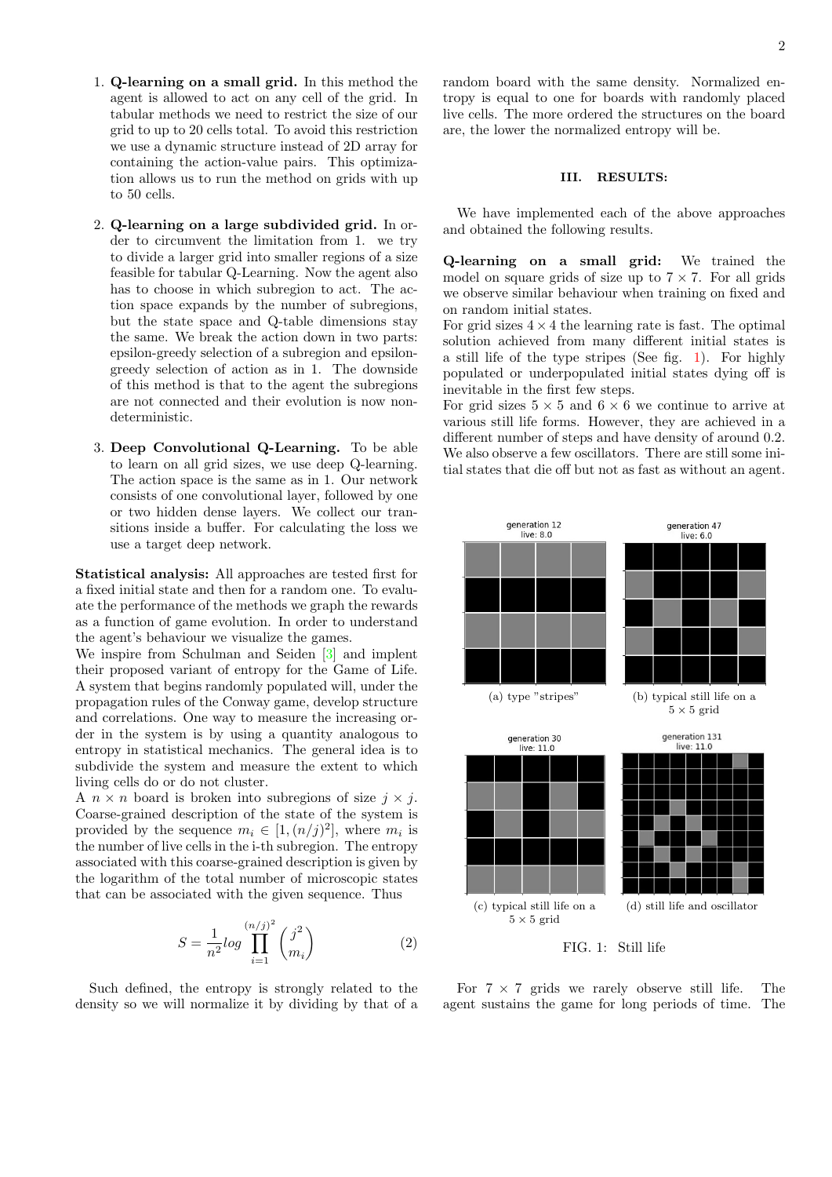1. **Q-learning on a small grid.** In this method the agent is allowed to act on any cell of the grid. In tabular methods we need to restrict the size of our grid to up to 20 cells total. To avoid this restriction we use a dynamic structure instead of 2D array for containing the action-value pairs. This optimization allows us to run the method on grids with up to 50 cells.

2. **Q-learning on a large subdivided grid.** In order to circumvent the limitation from 1. we try to divide a larger grid into smaller regions of a size feasible for tabular Q-Learning. Now the agent also has to choose in which subregion to act. The action space expands by the number of subregions, but the state space and Q-table dimensions stay the same. We break the action down in two parts: epsilon-greedy selection of a subregion and epsilon-greedy selection of action as in 1. The downside of this method is that to the agent the subregions are not connected and their evolution is now nondeterministic.

3. **Deep Convolutional Q-Learning.** To be able to learn on all grid sizes, we use deep Q-learning. The action space is the same as in 1. Our network consists of one convolutional layer, followed by one or two hidden dense layers. We collect our transitions inside a buffer. For calculating the loss we use a target deep network.

**Statistical analysis:** All approaches are tested first for a fixed initial state and then for a random one. To evaluate the performance of the methods we graph the rewards as a function of game evolution. In order to understand the agent's behaviour we visualize the games.

We inspire from Schulman and Seiden [3] and implent their proposed variant of entropy for the Game of Life. A system that begins randomly populated will, under the propagation rules of the Conway game, develop structure and correlations. One way to measure the increasing order in the system is by using a quantity analogous to entropy in statistical mechanics. The general idea is to subdivide the system and measure the extent to which living cells do or do not cluster.

A $n \times n$ board is broken into subregions of size $j \times j$. Coarse-grained description of the state of the system is provided by the sequence $m_i \in [1, (n/j)^2]$, where $m_i$ is the number of live cells in the i-th subregion. The entropy associated with this coarse-grained description is given by the logarithm of the total number of microscopic states that can be associated with the given sequence. Thus

$$S = \frac{1}{n^2} log \prod_{i=1}^{(n/j)^2} \binom{j^2}{m_i} \tag{2}$$

Such defined, the entropy is strongly related to the density so we will normalize it by dividing by that of a random board with the same density. Normalized entropy is equal to one for boards with randomly placed live cells. The more ordered the structures on the board are, the lower the normalized entropy will be.

## III. RESULTS:

We have implemented each of the above approaches and obtained the following results.

**Q-learning on a small grid:** We trained the model on square grids of size up to $7 \times 7$. For all grids we observe similar behaviour when training on fixed and on random initial states.

For grid sizes $4 \times 4$ the learning rate is fast. The optimal solution achieved from many different initial states is a still life of the type stripes (See fig. 1). For highly populated or underpopulated initial states dying off is inevitable in the first few steps.

For grid sizes $5 \times 5$ and $6 \times 6$ we continue to arrive at various still life forms. However, they are achieved in a different number of steps and have density of around 0.2. We also observe a few oscillators. There are still some initial states that die off but not as fast as without an agent.

generation 12
live: 8.0

(a) type "stripes"

generation 47
live: 6.0

(b) typical still life on a $5 \times 5$ grid

generation 30
live: 11.0

(c) typical still life on a $5 \times 5$ grid

generation 131
live: 11.0

(d) still life and oscillator

FIG. 1: Still life

For $7 \times 7$ grids we rarely observe still life. The agent sustains the game for long periods of time. The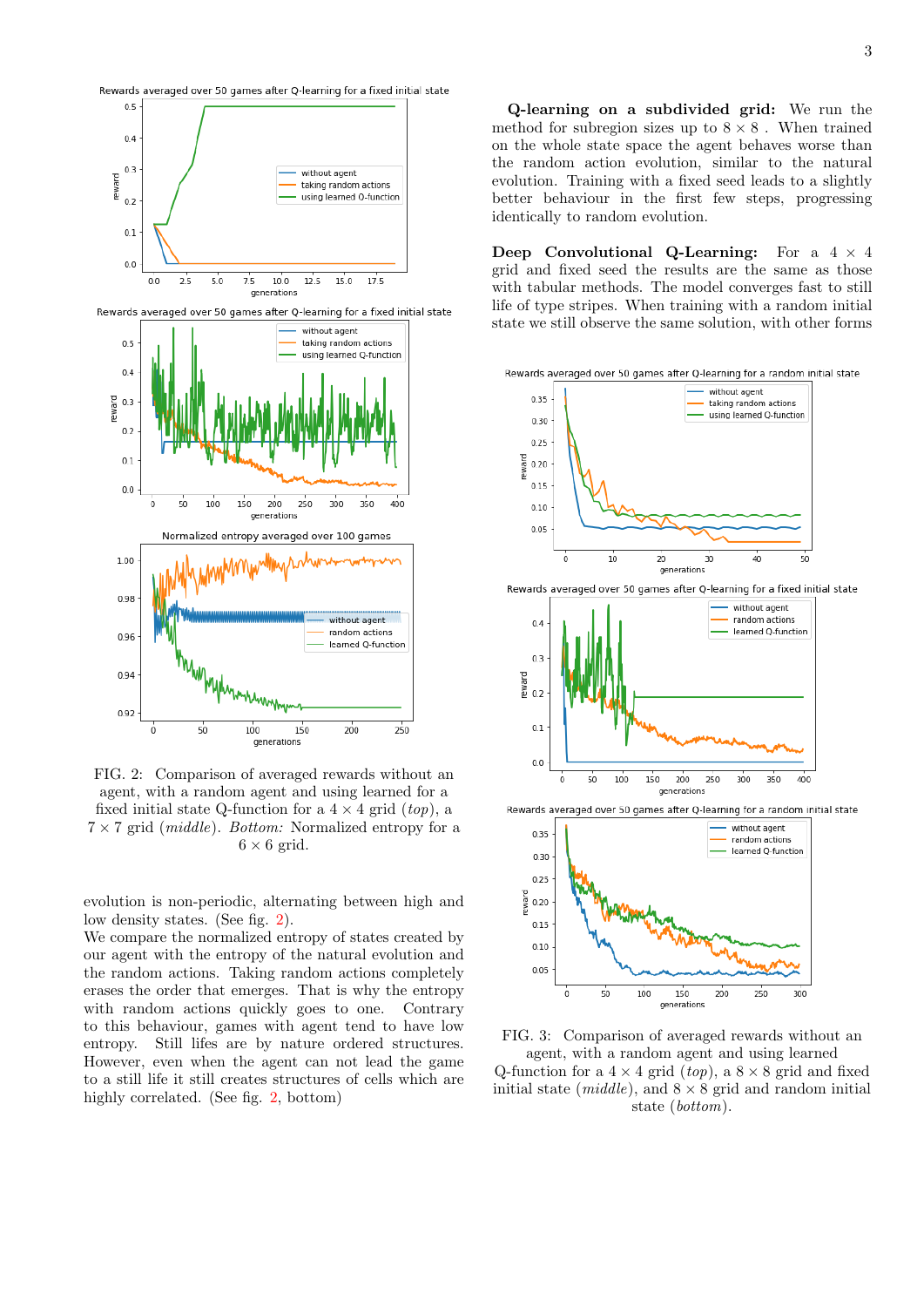FIG. 2: Comparison of averaged rewards without an agent, with a random agent and using learned for a fixed initial state Q-function for a $4 \times 4$ grid (*top*), a $7 \times 7$ grid (*middle*). *Bottom:* Normalized entropy for a $6 \times 6$ grid.

evolution is non-periodic, alternating between high and low density states. (See fig. 2).
We compare the normalized entropy of states created by our agent with the entropy of the natural evolution and the random actions. Taking random actions completely erases the order that emerges. That is why the entropy with random actions quickly goes to one. Contrary to this behaviour, games with agent tend to have low entropy. Still lifes are by nature ordered structures. However, even when the agent can not lead the game to a still life it still creates structures of cells which are highly correlated. (See fig. 2, bottom)

**Q-learning on a subdivided grid:** We run the method for subregion sizes up to $8 \times 8$ . When trained on the whole state space the agent behaves worse than the random action evolution, similar to the natural evolution. Training with a fixed seed leads to a slightly better behaviour in the first few steps, progressing identically to random evolution.

**Deep Convolutional Q-Learning:** For a $4 \times 4$ grid and fixed seed the results are the same as those with tabular methods. The model converges fast to still life of type stripes. When training with a random initial state we still observe the same solution, with other forms

FIG. 3: Comparison of averaged rewards without an agent, with a random agent and using learned Q-function for a $4 \times 4$ grid (*top*), a $8 \times 8$ grid and fixed initial state (*middle*), and $8 \times 8$ grid and random initial state (*bottom*).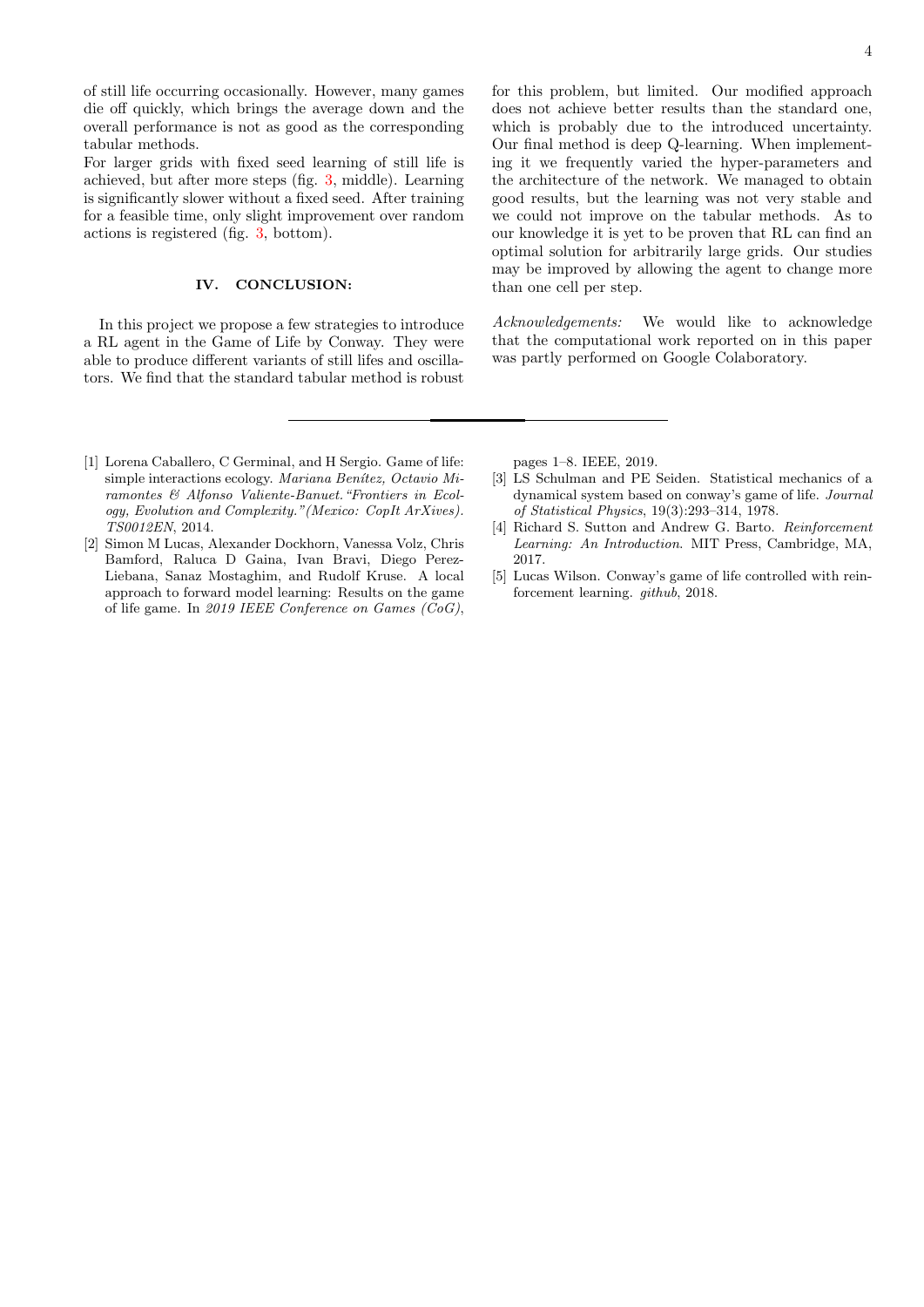of still life occurring occasionally. However, many games die off quickly, which brings the average down and the overall performance is not as good as the corresponding tabular methods.

For larger grids with fixed seed learning of still life is achieved, but after more steps (fig. 3, middle). Learning is significantly slower without a fixed seed. After training for a feasible time, only slight improvement over random actions is registered (fig. 3, bottom).

## IV. CONCLUSION:

In this project we propose a few strategies to introduce a RL agent in the Game of Life by Conway. They were able to produce different variants of still lifes and oscillators. We find that the standard tabular method is robust for this problem, but limited. Our modified approach does not achieve better results than the standard one, which is probably due to the introduced uncertainty. Our final method is deep Q-learning. When implementing it we frequently varied the hyper-parameters and the architecture of the network. We managed to obtain good results, but the learning was not very stable and we could not improve on the tabular methods. As to our knowledge it is yet to be proven that RL can find an optimal solution for arbitrarily large grids. Our studies may be improved by allowing the agent to change more than one cell per step.

*Acknowledgements:* We would like to acknowledge that the computational work reported on in this paper was partly performed on Google Colaboratory.

---

[1] Lorena Caballero, C Germinal, and H Sergio. Game of life: simple interactions ecology. *Mariana Benítez, Octavio Miramontes & Alfonso Valiente-Banuet."Frontiers in Ecology, Evolution and Complexity."(Mexico: CopIt ArXives). TS0012EN*, 2014.

[2] Simon M Lucas, Alexander Dockhorn, Vanessa Volz, Chris Bamford, Raluca D Gaina, Ivan Bravi, Diego Perez-Liebana, Sanaz Mostaghim, and Rudolf Kruse. A local approach to forward model learning: Results on the game of life game. In *2019 IEEE Conference on Games (CoG)*, pages 1–8. IEEE, 2019.

[3] LS Schulman and PE Seiden. Statistical mechanics of a dynamical system based on conway's game of life. *Journal of Statistical Physics*, 19(3):293–314, 1978.

[4] Richard S. Sutton and Andrew G. Barto. *Reinforcement Learning: An Introduction.* MIT Press, Cambridge, MA, 2017.

[5] Lucas Wilson. Conway's game of life controlled with reinforcement learning. *github*, 2018.